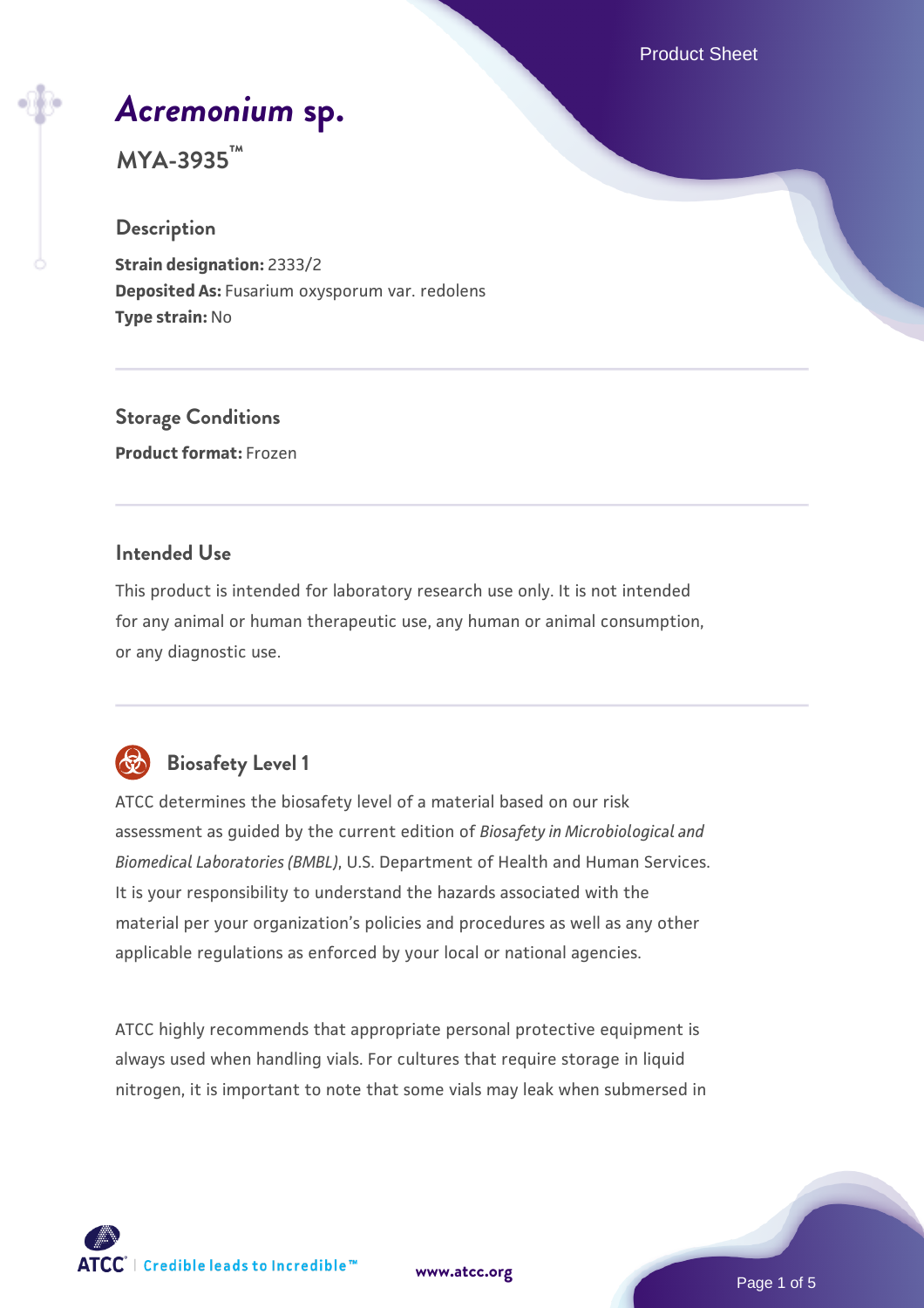# *Acremonium* sp.

## MYA-3935™

### Description

**Strain designation:** 2333/2
**Deposited As:** Fusarium oxysporum var. redolens
**Type strain:** No

### Storage Conditions

**Product format:** Frozen

### Intended Use

This product is intended for laboratory research use only. It is not intended for any animal or human therapeutic use, any human or animal consumption, or any diagnostic use.

### Biosafety Level 1

ATCC determines the biosafety level of a material based on our risk assessment as guided by the current edition of *Biosafety in Microbiological and Biomedical Laboratories (BMBL)*, U.S. Department of Health and Human Services. It is your responsibility to understand the hazards associated with the material per your organization's policies and procedures as well as any other applicable regulations as enforced by your local or national agencies.

ATCC highly recommends that appropriate personal protective equipment is always used when handling vials. For cultures that require storage in liquid nitrogen, it is important to note that some vials may leak when submersed in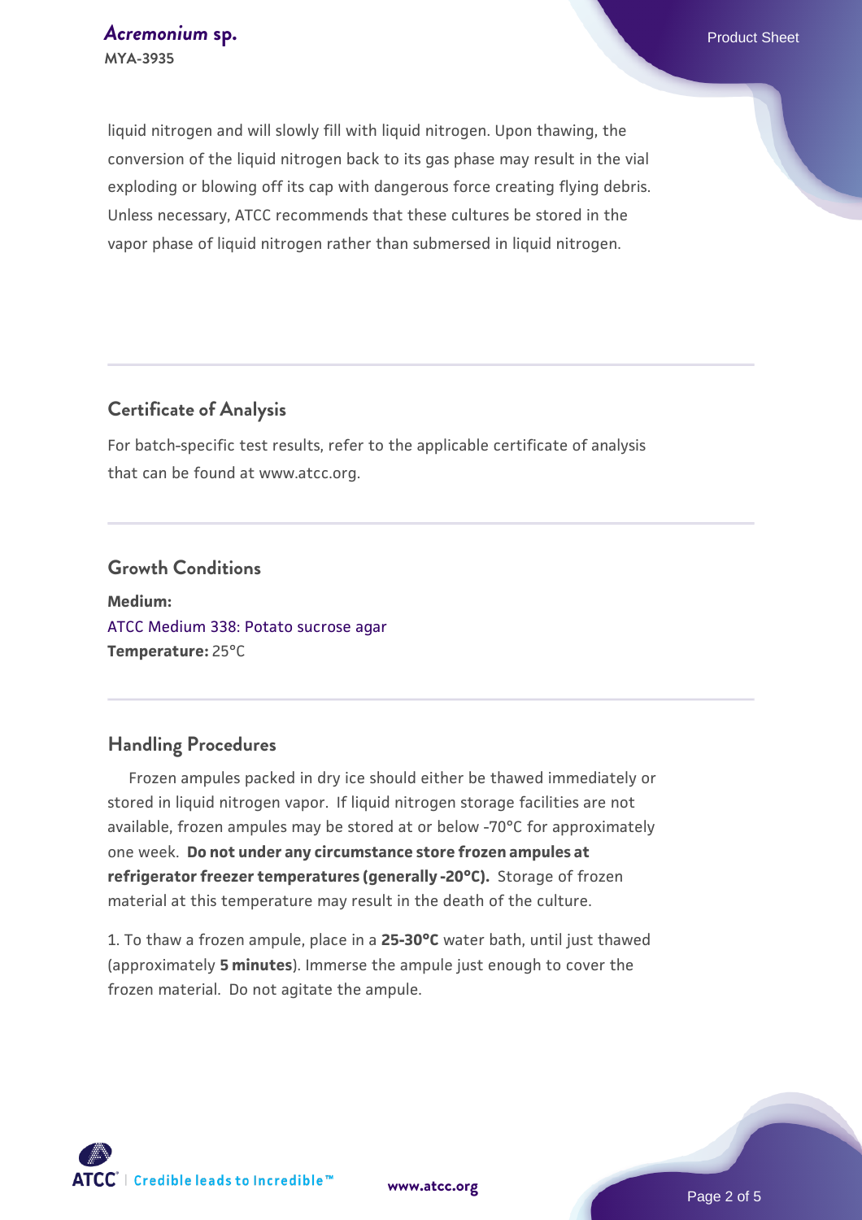liquid nitrogen and will slowly fill with liquid nitrogen. Upon thawing, the conversion of the liquid nitrogen back to its gas phase may result in the vial exploding or blowing off its cap with dangerous force creating flying debris. Unless necessary, ATCC recommends that these cultures be stored in the vapor phase of liquid nitrogen rather than submersed in liquid nitrogen.

## Certificate of Analysis

For batch-specific test results, refer to the applicable certificate of analysis that can be found at www.atcc.org.

## Growth Conditions

**Medium:**
ATCC Medium 338: Potato sucrose agar
**Temperature:** 25°C

## Handling Procedures

Frozen ampules packed in dry ice should either be thawed immediately or stored in liquid nitrogen vapor. If liquid nitrogen storage facilities are not available, frozen ampules may be stored at or below -70°C for approximately one week. **Do not under any circumstance store frozen ampules at refrigerator freezer temperatures (generally -20°C).** Storage of frozen material at this temperature may result in the death of the culture.

1. To thaw a frozen ampule, place in a **25-30°C** water bath, until just thawed (approximately **5 minutes**). Immerse the ampule just enough to cover the frozen material. Do not agitate the ampule.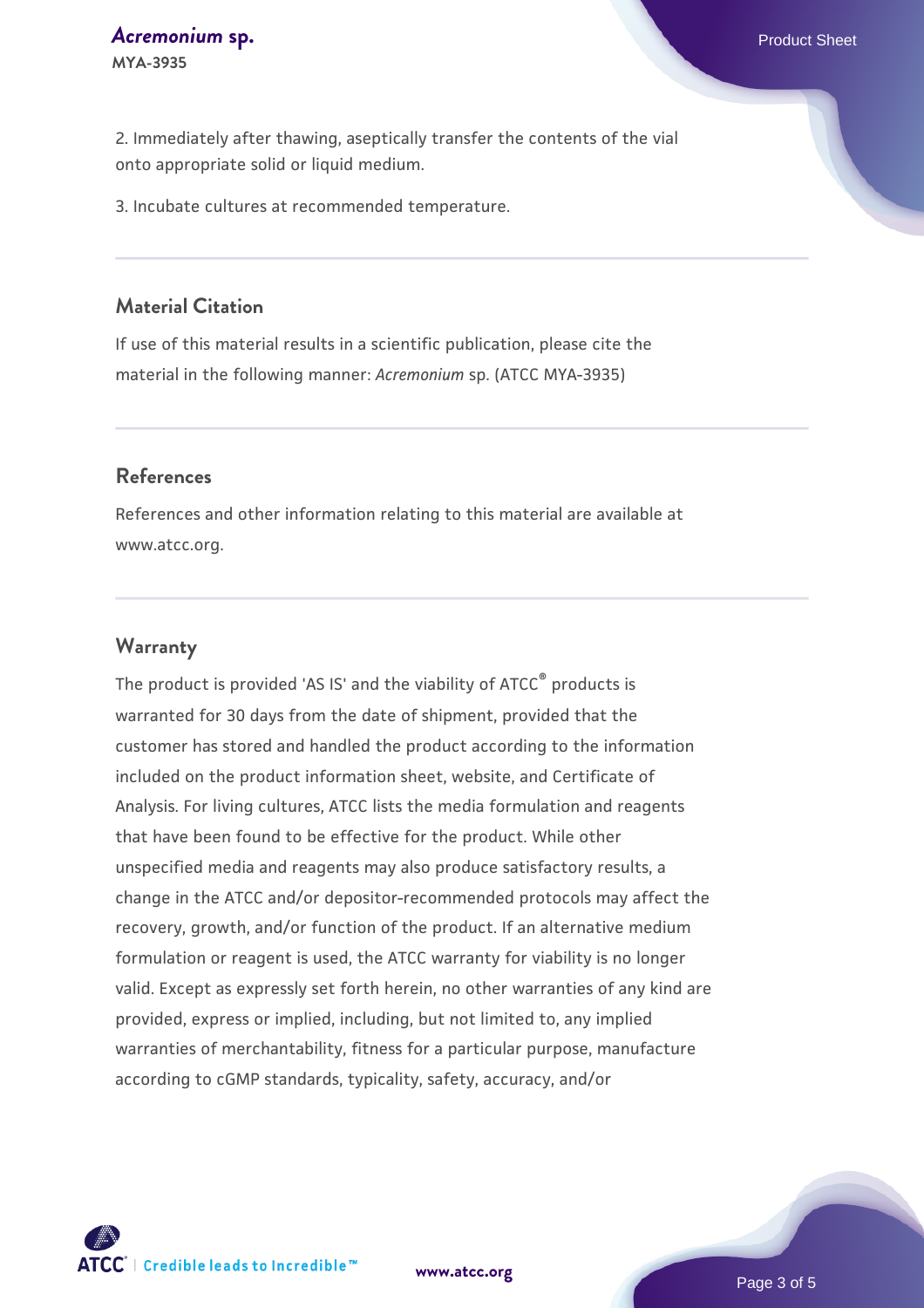2. Immediately after thawing, aseptically transfer the contents of the vial onto appropriate solid or liquid medium.

3. Incubate cultures at recommended temperature.

## Material Citation

If use of this material results in a scientific publication, please cite the material in the following manner: *Acremonium* sp. (ATCC MYA-3935)

## References

References and other information relating to this material are available at www.atcc.org.

## Warranty

The product is provided 'AS IS' and the viability of ATCC® products is warranted for 30 days from the date of shipment, provided that the customer has stored and handled the product according to the information included on the product information sheet, website, and Certificate of Analysis. For living cultures, ATCC lists the media formulation and reagents that have been found to be effective for the product. While other unspecified media and reagents may also produce satisfactory results, a change in the ATCC and/or depositor-recommended protocols may affect the recovery, growth, and/or function of the product. If an alternative medium formulation or reagent is used, the ATCC warranty for viability is no longer valid. Except as expressly set forth herein, no other warranties of any kind are provided, express or implied, including, but not limited to, any implied warranties of merchantability, fitness for a particular purpose, manufacture according to cGMP standards, typicality, safety, accuracy, and/or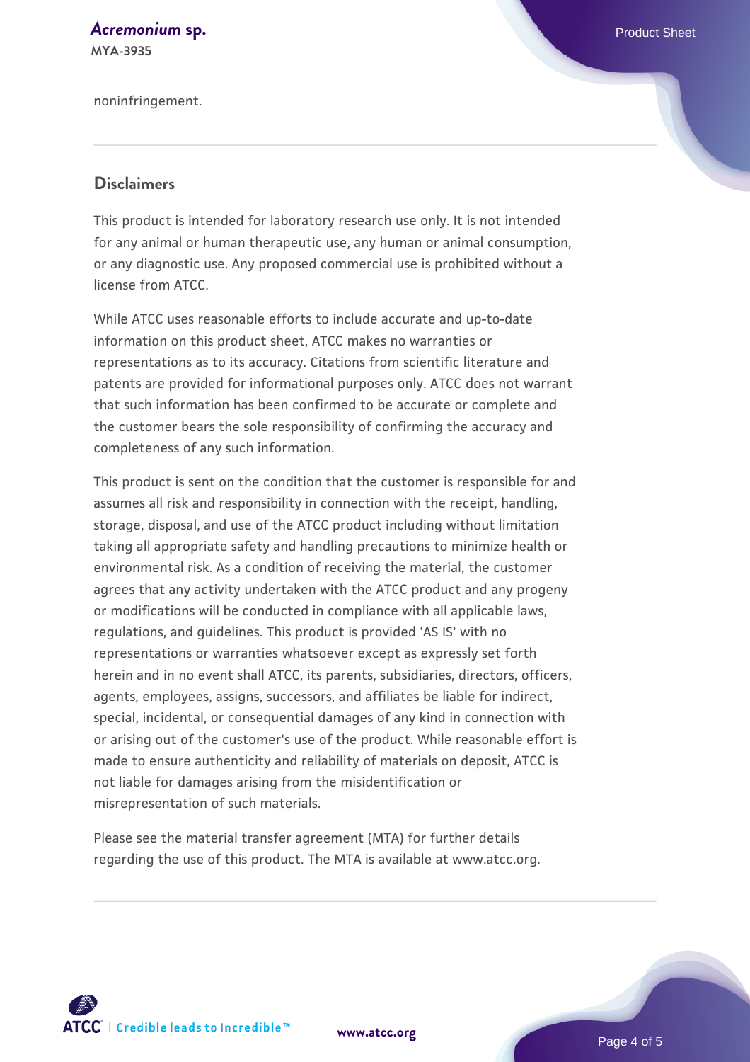noninfringement.

## Disclaimers

This product is intended for laboratory research use only. It is not intended for any animal or human therapeutic use, any human or animal consumption, or any diagnostic use. Any proposed commercial use is prohibited without a license from ATCC.

While ATCC uses reasonable efforts to include accurate and up-to-date information on this product sheet, ATCC makes no warranties or representations as to its accuracy. Citations from scientific literature and patents are provided for informational purposes only. ATCC does not warrant that such information has been confirmed to be accurate or complete and the customer bears the sole responsibility of confirming the accuracy and completeness of any such information.

This product is sent on the condition that the customer is responsible for and assumes all risk and responsibility in connection with the receipt, handling, storage, disposal, and use of the ATCC product including without limitation taking all appropriate safety and handling precautions to minimize health or environmental risk. As a condition of receiving the material, the customer agrees that any activity undertaken with the ATCC product and any progeny or modifications will be conducted in compliance with all applicable laws, regulations, and guidelines. This product is provided 'AS IS' with no representations or warranties whatsoever except as expressly set forth herein and in no event shall ATCC, its parents, subsidiaries, directors, officers, agents, employees, assigns, successors, and affiliates be liable for indirect, special, incidental, or consequential damages of any kind in connection with or arising out of the customer's use of the product. While reasonable effort is made to ensure authenticity and reliability of materials on deposit, ATCC is not liable for damages arising from the misidentification or misrepresentation of such materials.

Please see the material transfer agreement (MTA) for further details regarding the use of this product. The MTA is available at www.atcc.org.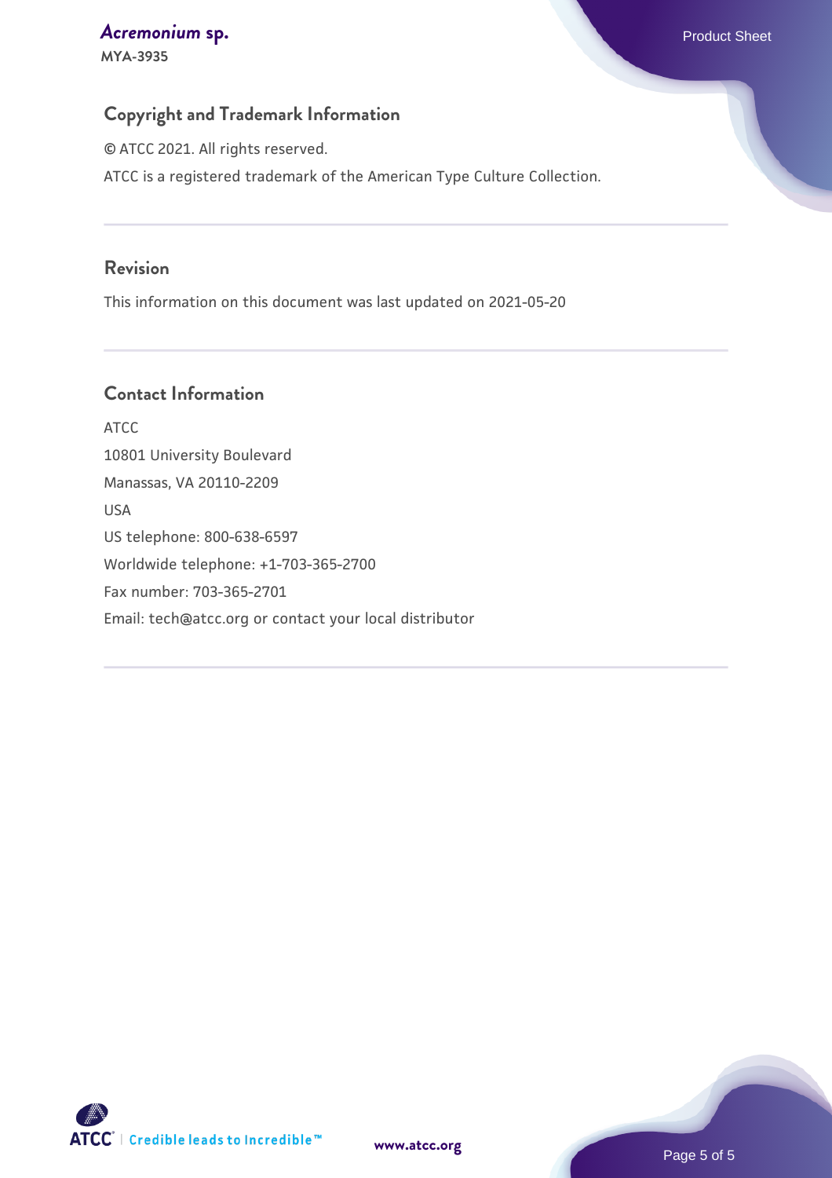## Copyright and Trademark Information

© ATCC 2021. All rights reserved.

ATCC is a registered trademark of the American Type Culture Collection.

## Revision

This information on this document was last updated on 2021-05-20

## Contact Information

ATCC
10801 University Boulevard
Manassas, VA 20110-2209
USA
US telephone: 800-638-6597
Worldwide telephone: +1-703-365-2700
Fax number: 703-365-2701
Email: tech@atcc.org or contact your local distributor